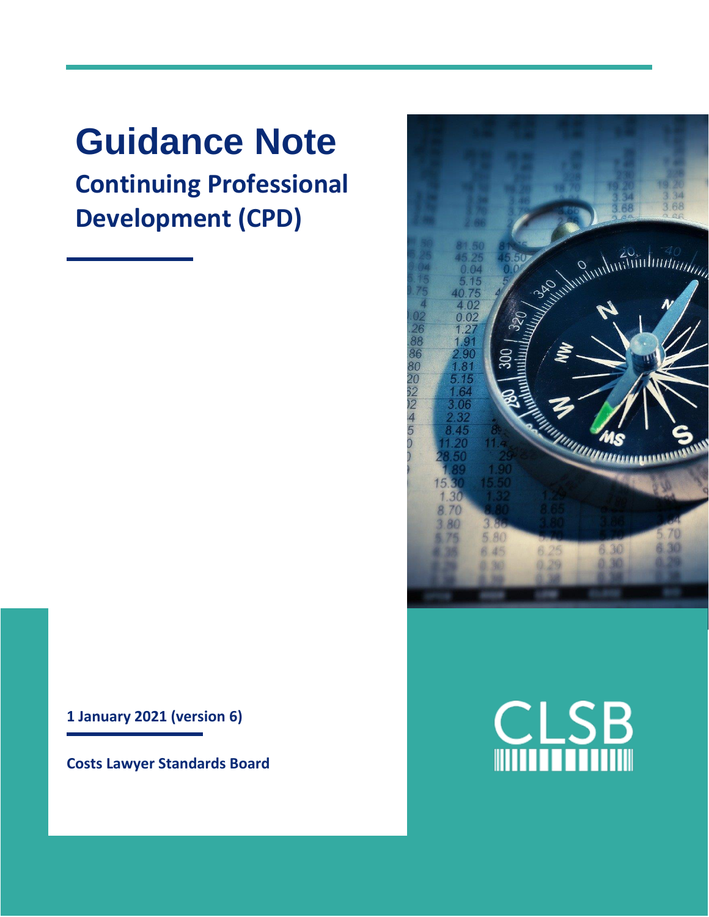# Guidance Note

## Continuing Professional Development (CPD)

**1 January 2021 (version 6)**

**Costs Lawyer Standards Board**

CLSB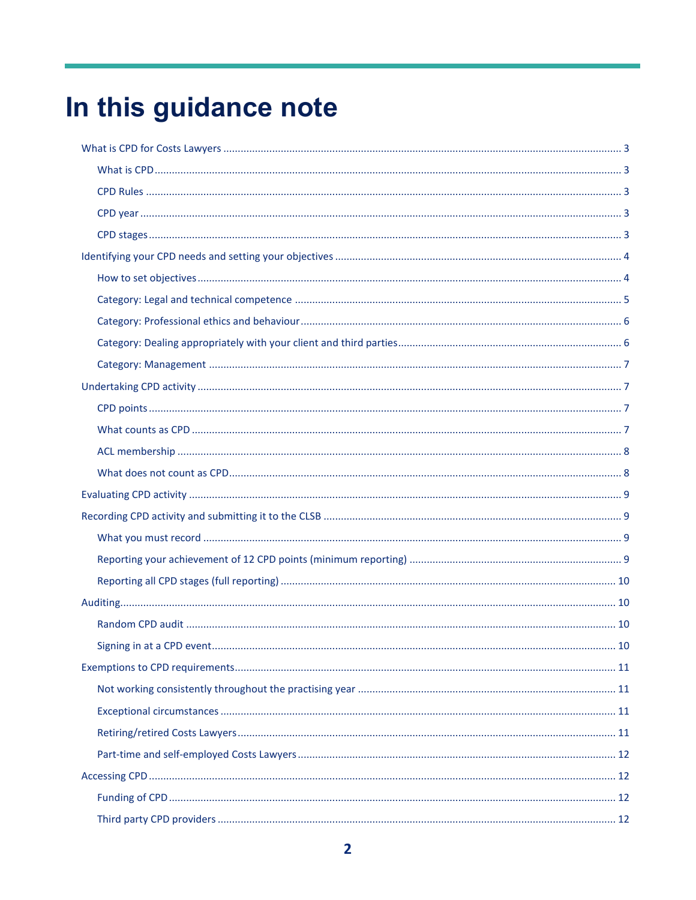# In this guidance note

- What is CPD for Costs Lawyers ... 3
  - What is CPD ... 3
  - CPD Rules ... 3
  - CPD year ... 3
  - CPD stages ... 3
- Identifying your CPD needs and setting your objectives ... 4
  - How to set objectives ... 4
  - Category: Legal and technical competence ... 5
  - Category: Professional ethics and behaviour ... 6
  - Category: Dealing appropriately with your client and third parties ... 6
  - Category: Management ... 7
- Undertaking CPD activity ... 7
  - CPD points ... 7
  - What counts as CPD ... 7
  - ACL membership ... 8
  - What does not count as CPD ... 8
- Evaluating CPD activity ... 9
- Recording CPD activity and submitting it to the CLSB ... 9
  - What you must record ... 9
  - Reporting your achievement of 12 CPD points (minimum reporting) ... 9
  - Reporting all CPD stages (full reporting) ... 10
- Auditing ... 10
  - Random CPD audit ... 10
  - Signing in at a CPD event ... 10
- Exemptions to CPD requirements ... 11
  - Not working consistently throughout the practising year ... 11
  - Exceptional circumstances ... 11
  - Retiring/retired Costs Lawyers ... 11
  - Part-time and self-employed Costs Lawyers ... 12
- Accessing CPD ... 12
  - Funding of CPD ... 12
  - Third party CPD providers ... 12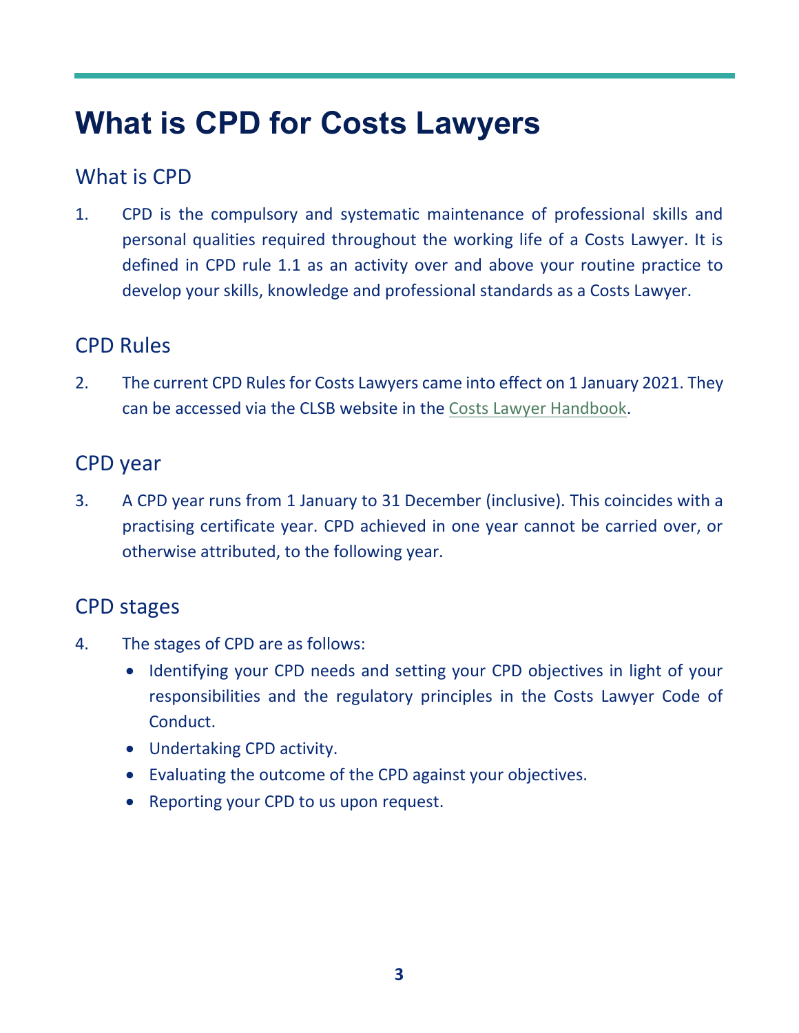# What is CPD for Costs Lawyers

## What is CPD

1. CPD is the compulsory and systematic maintenance of professional skills and personal qualities required throughout the working life of a Costs Lawyer. It is defined in CPD rule 1.1 as an activity over and above your routine practice to develop your skills, knowledge and professional standards as a Costs Lawyer.

## CPD Rules

2. The current CPD Rules for Costs Lawyers came into effect on 1 January 2021. They can be accessed via the CLSB website in the Costs Lawyer Handbook.

## CPD year

3. A CPD year runs from 1 January to 31 December (inclusive). This coincides with a practising certificate year. CPD achieved in one year cannot be carried over, or otherwise attributed, to the following year.

## CPD stages

4. The stages of CPD are as follows:
   - Identifying your CPD needs and setting your CPD objectives in light of your responsibilities and the regulatory principles in the Costs Lawyer Code of Conduct.
   - Undertaking CPD activity.
   - Evaluating the outcome of the CPD against your objectives.
   - Reporting your CPD to us upon request.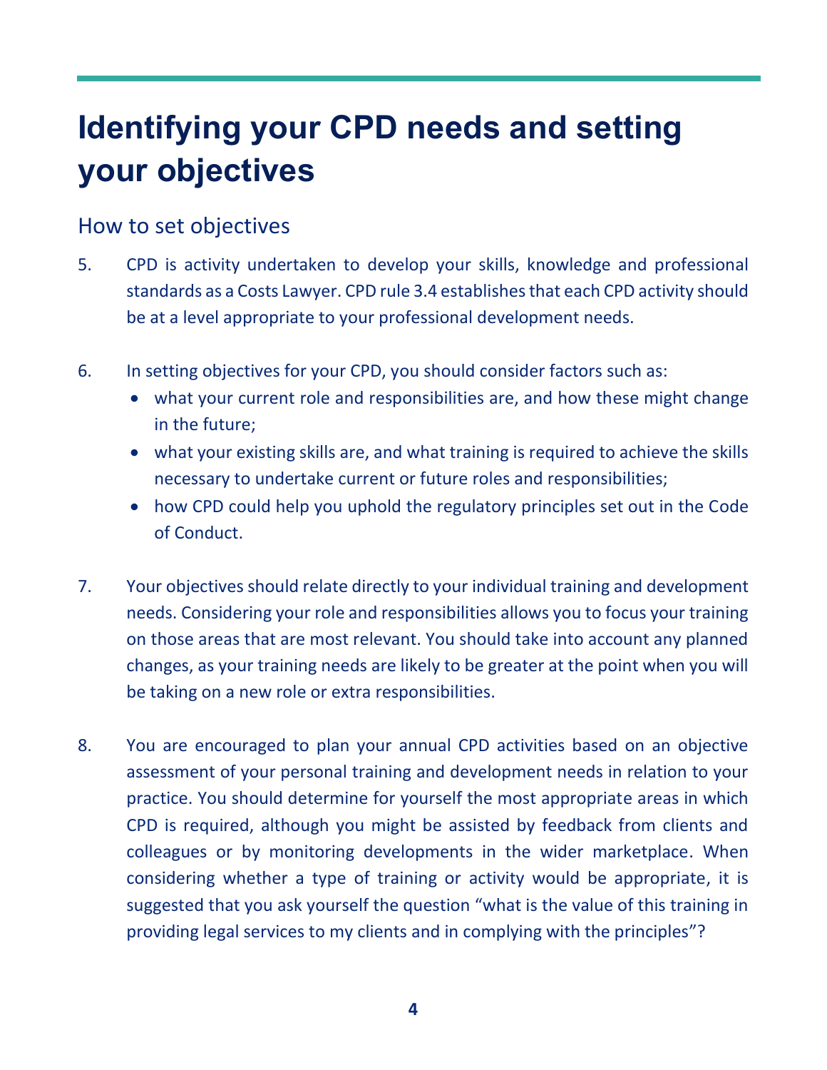# Identifying your CPD needs and setting your objectives

## How to set objectives

5. CPD is activity undertaken to develop your skills, knowledge and professional standards as a Costs Lawyer. CPD rule 3.4 establishes that each CPD activity should be at a level appropriate to your professional development needs.

6. In setting objectives for your CPD, you should consider factors such as:
   - what your current role and responsibilities are, and how these might change in the future;
   - what your existing skills are, and what training is required to achieve the skills necessary to undertake current or future roles and responsibilities;
   - how CPD could help you uphold the regulatory principles set out in the Code of Conduct.

7. Your objectives should relate directly to your individual training and development needs. Considering your role and responsibilities allows you to focus your training on those areas that are most relevant. You should take into account any planned changes, as your training needs are likely to be greater at the point when you will be taking on a new role or extra responsibilities.

8. You are encouraged to plan your annual CPD activities based on an objective assessment of your personal training and development needs in relation to your practice. You should determine for yourself the most appropriate areas in which CPD is required, although you might be assisted by feedback from clients and colleagues or by monitoring developments in the wider marketplace. When considering whether a type of training or activity would be appropriate, it is suggested that you ask yourself the question "what is the value of this training in providing legal services to my clients and in complying with the principles"?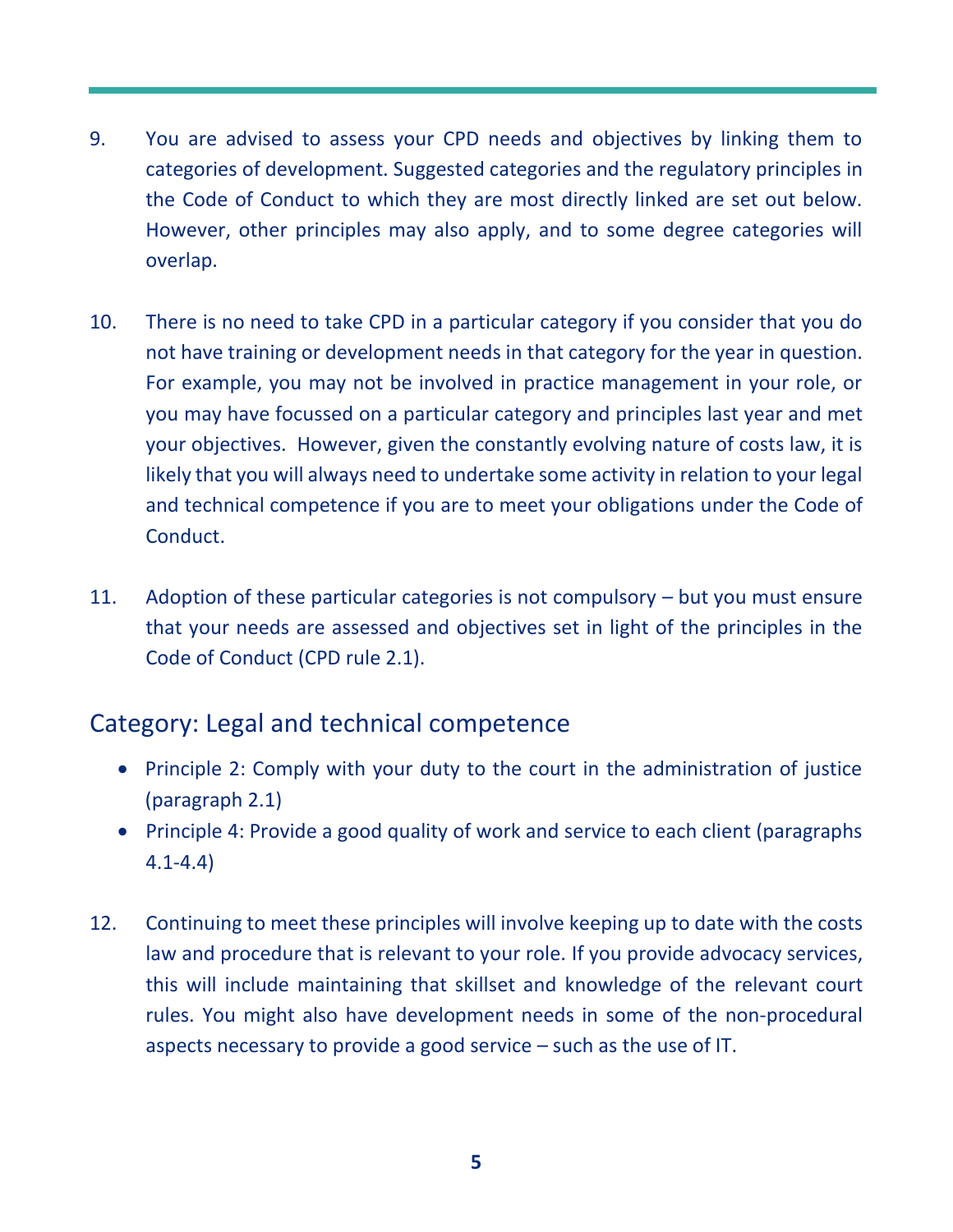9. You are advised to assess your CPD needs and objectives by linking them to categories of development. Suggested categories and the regulatory principles in the Code of Conduct to which they are most directly linked are set out below. However, other principles may also apply, and to some degree categories will overlap.

10. There is no need to take CPD in a particular category if you consider that you do not have training or development needs in that category for the year in question. For example, you may not be involved in practice management in your role, or you may have focussed on a particular category and principles last year and met your objectives. However, given the constantly evolving nature of costs law, it is likely that you will always need to undertake some activity in relation to your legal and technical competence if you are to meet your obligations under the Code of Conduct.

11. Adoption of these particular categories is not compulsory – but you must ensure that your needs are assessed and objectives set in light of the principles in the Code of Conduct (CPD rule 2.1).

## Category: Legal and technical competence

- Principle 2: Comply with your duty to the court in the administration of justice (paragraph 2.1)
- Principle 4: Provide a good quality of work and service to each client (paragraphs 4.1-4.4)

12. Continuing to meet these principles will involve keeping up to date with the costs law and procedure that is relevant to your role. If you provide advocacy services, this will include maintaining that skillset and knowledge of the relevant court rules. You might also have development needs in some of the non-procedural aspects necessary to provide a good service – such as the use of IT.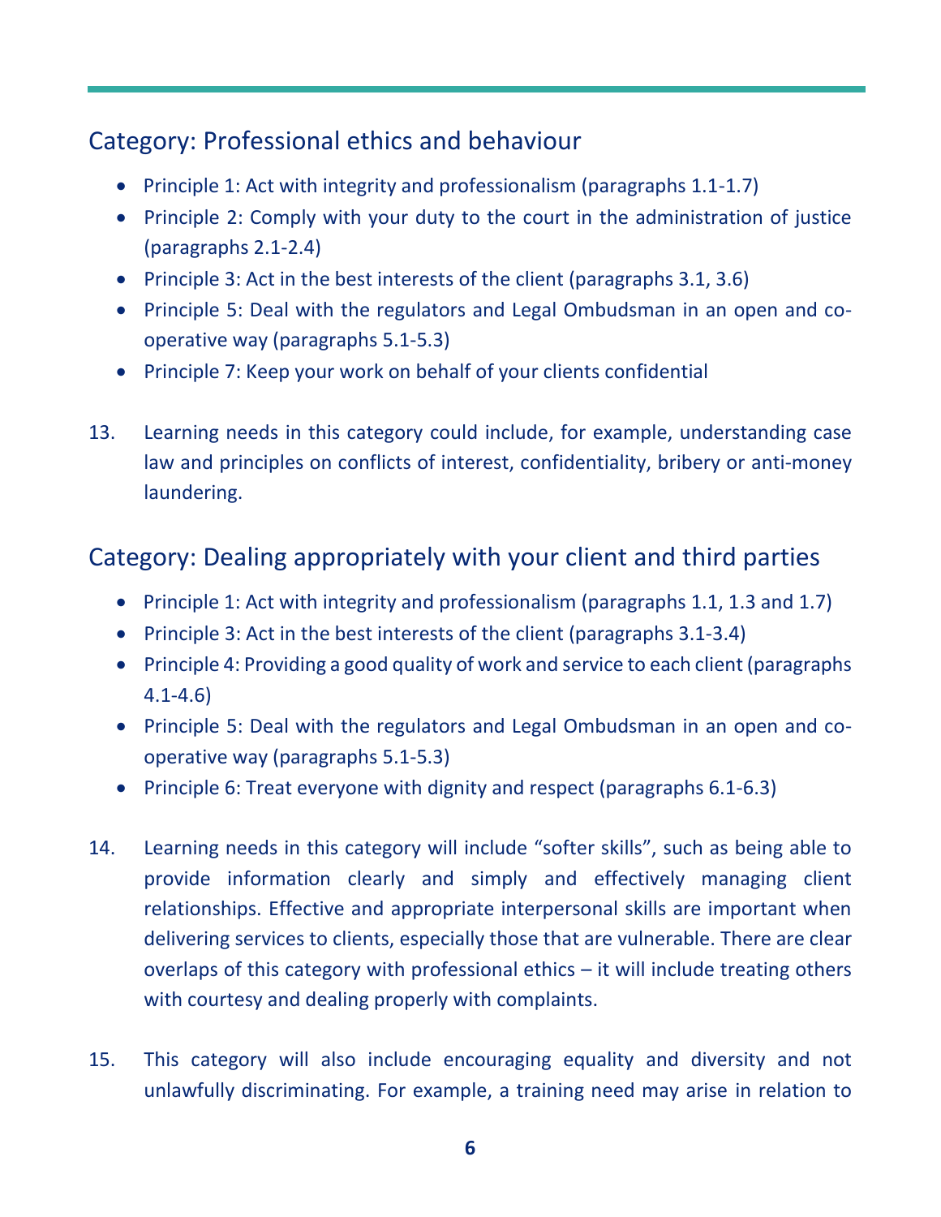## Category: Professional ethics and behaviour

- Principle 1: Act with integrity and professionalism (paragraphs 1.1-1.7)
- Principle 2: Comply with your duty to the court in the administration of justice (paragraphs 2.1-2.4)
- Principle 3: Act in the best interests of the client (paragraphs 3.1, 3.6)
- Principle 5: Deal with the regulators and Legal Ombudsman in an open and co-operative way (paragraphs 5.1-5.3)
- Principle 7: Keep your work on behalf of your clients confidential

13. Learning needs in this category could include, for example, understanding case law and principles on conflicts of interest, confidentiality, bribery or anti-money laundering.

## Category: Dealing appropriately with your client and third parties

- Principle 1: Act with integrity and professionalism (paragraphs 1.1, 1.3 and 1.7)
- Principle 3: Act in the best interests of the client (paragraphs 3.1-3.4)
- Principle 4: Providing a good quality of work and service to each client (paragraphs 4.1-4.6)
- Principle 5: Deal with the regulators and Legal Ombudsman in an open and co-operative way (paragraphs 5.1-5.3)
- Principle 6: Treat everyone with dignity and respect (paragraphs 6.1-6.3)

14. Learning needs in this category will include "softer skills", such as being able to provide information clearly and simply and effectively managing client relationships. Effective and appropriate interpersonal skills are important when delivering services to clients, especially those that are vulnerable. There are clear overlaps of this category with professional ethics – it will include treating others with courtesy and dealing properly with complaints.

15. This category will also include encouraging equality and diversity and not unlawfully discriminating. For example, a training need may arise in relation to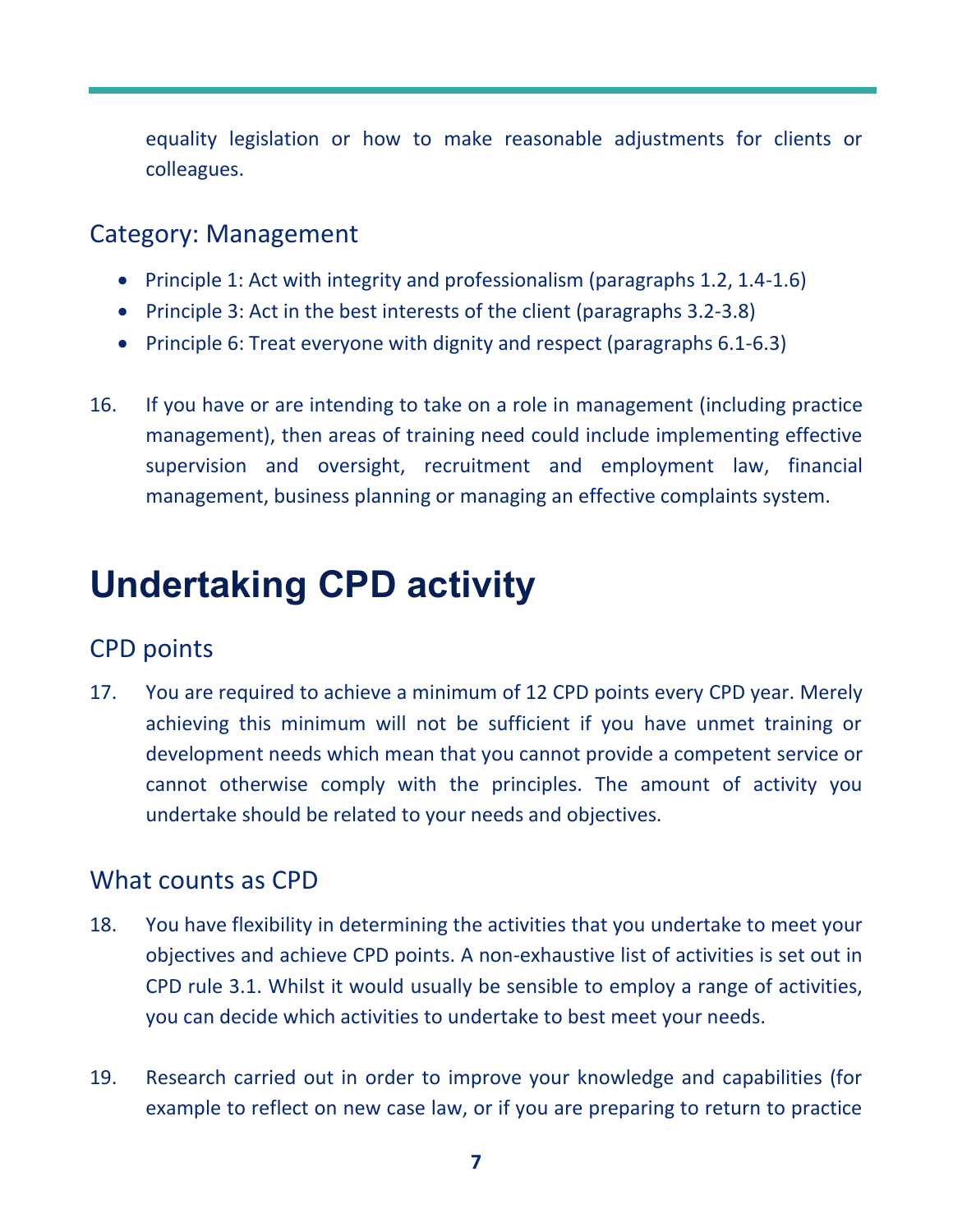equality legislation or how to make reasonable adjustments for clients or colleagues.

### Category: Management

- Principle 1: Act with integrity and professionalism (paragraphs 1.2, 1.4-1.6)
- Principle 3: Act in the best interests of the client (paragraphs 3.2-3.8)
- Principle 6: Treat everyone with dignity and respect (paragraphs 6.1-6.3)

16. If you have or are intending to take on a role in management (including practice management), then areas of training need could include implementing effective supervision and oversight, recruitment and employment law, financial management, business planning or managing an effective complaints system.

# Undertaking CPD activity

### CPD points

17. You are required to achieve a minimum of 12 CPD points every CPD year. Merely achieving this minimum will not be sufficient if you have unmet training or development needs which mean that you cannot provide a competent service or cannot otherwise comply with the principles. The amount of activity you undertake should be related to your needs and objectives.

### What counts as CPD

18. You have flexibility in determining the activities that you undertake to meet your objectives and achieve CPD points. A non-exhaustive list of activities is set out in CPD rule 3.1. Whilst it would usually be sensible to employ a range of activities, you can decide which activities to undertake to best meet your needs.

19. Research carried out in order to improve your knowledge and capabilities (for example to reflect on new case law, or if you are preparing to return to practice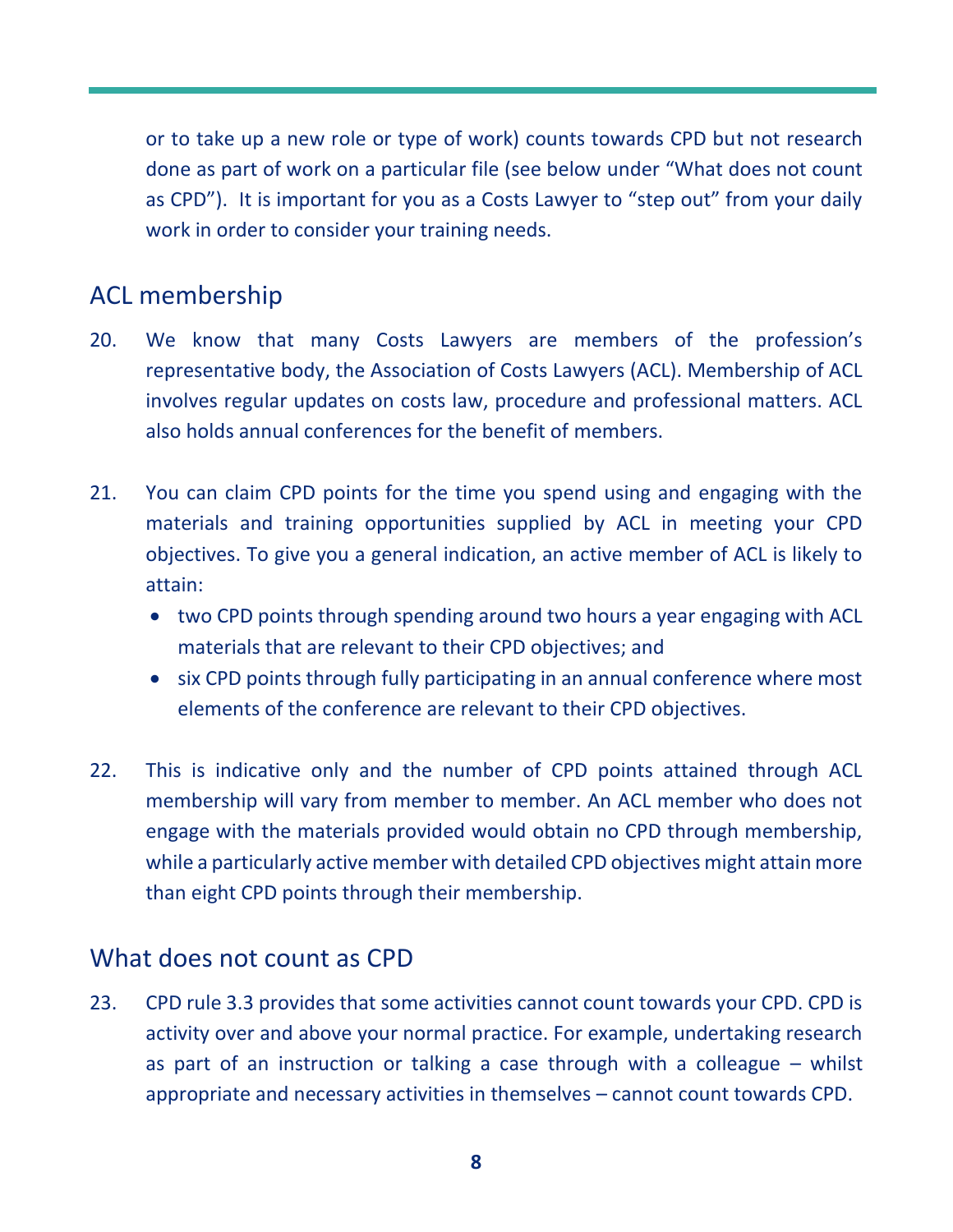or to take up a new role or type of work) counts towards CPD but not research done as part of work on a particular file (see below under "What does not count as CPD"). It is important for you as a Costs Lawyer to "step out" from your daily work in order to consider your training needs.

## ACL membership

20. We know that many Costs Lawyers are members of the profession's representative body, the Association of Costs Lawyers (ACL). Membership of ACL involves regular updates on costs law, procedure and professional matters. ACL also holds annual conferences for the benefit of members.

21. You can claim CPD points for the time you spend using and engaging with the materials and training opportunities supplied by ACL in meeting your CPD objectives. To give you a general indication, an active member of ACL is likely to attain:
    - two CPD points through spending around two hours a year engaging with ACL materials that are relevant to their CPD objectives; and
    - six CPD points through fully participating in an annual conference where most elements of the conference are relevant to their CPD objectives.

22. This is indicative only and the number of CPD points attained through ACL membership will vary from member to member. An ACL member who does not engage with the materials provided would obtain no CPD through membership, while a particularly active member with detailed CPD objectives might attain more than eight CPD points through their membership.

## What does not count as CPD

23. CPD rule 3.3 provides that some activities cannot count towards your CPD. CPD is activity over and above your normal practice. For example, undertaking research as part of an instruction or talking a case through with a colleague – whilst appropriate and necessary activities in themselves – cannot count towards CPD.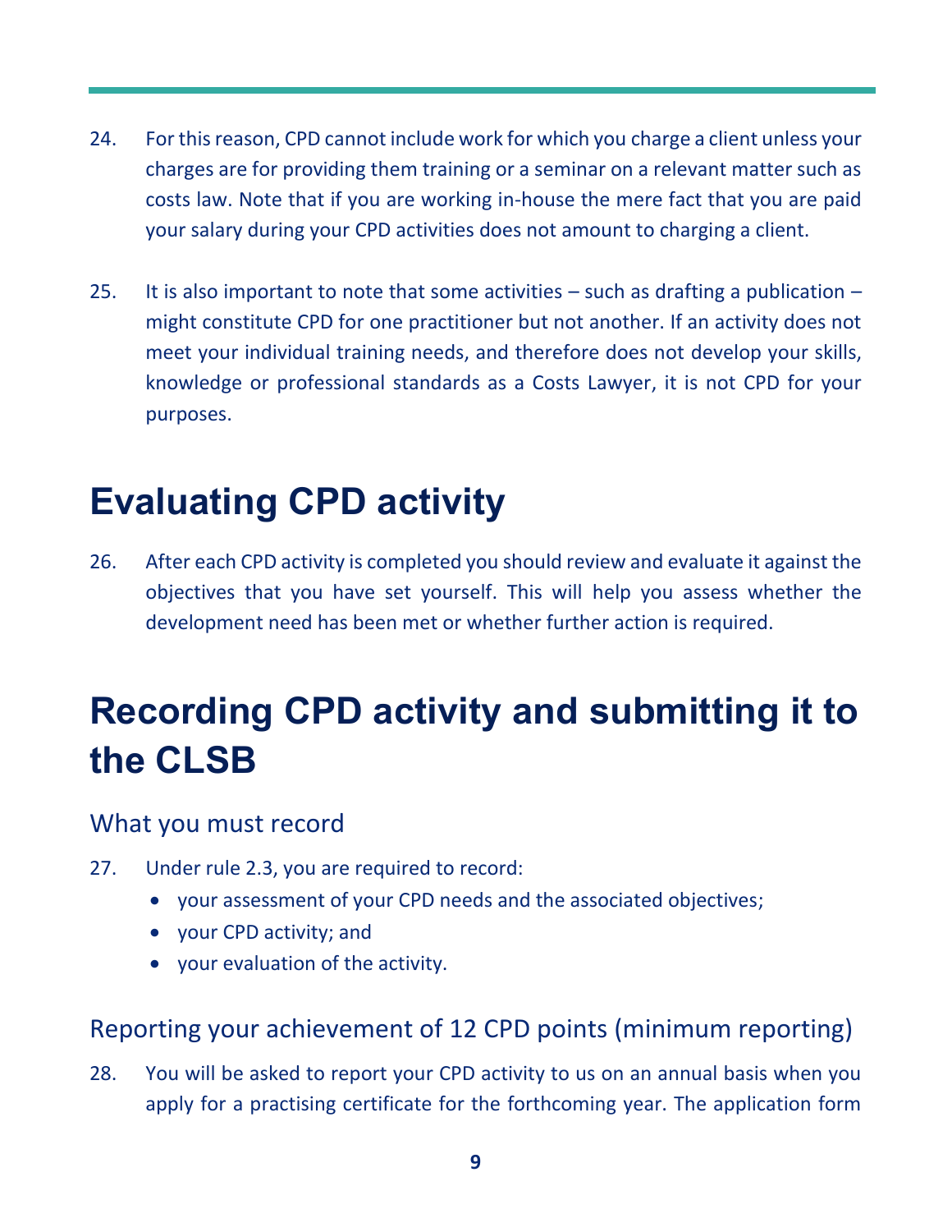24. For this reason, CPD cannot include work for which you charge a client unless your charges are for providing them training or a seminar on a relevant matter such as costs law. Note that if you are working in-house the mere fact that you are paid your salary during your CPD activities does not amount to charging a client.

25. It is also important to note that some activities – such as drafting a publication – might constitute CPD for one practitioner but not another. If an activity does not meet your individual training needs, and therefore does not develop your skills, knowledge or professional standards as a Costs Lawyer, it is not CPD for your purposes.

# Evaluating CPD activity

26. After each CPD activity is completed you should review and evaluate it against the objectives that you have set yourself. This will help you assess whether the development need has been met or whether further action is required.

# Recording CPD activity and submitting it to the CLSB

## What you must record

27. Under rule 2.3, you are required to record:
    - your assessment of your CPD needs and the associated objectives;
    - your CPD activity; and
    - your evaluation of the activity.

## Reporting your achievement of 12 CPD points (minimum reporting)

28. You will be asked to report your CPD activity to us on an annual basis when you apply for a practising certificate for the forthcoming year. The application form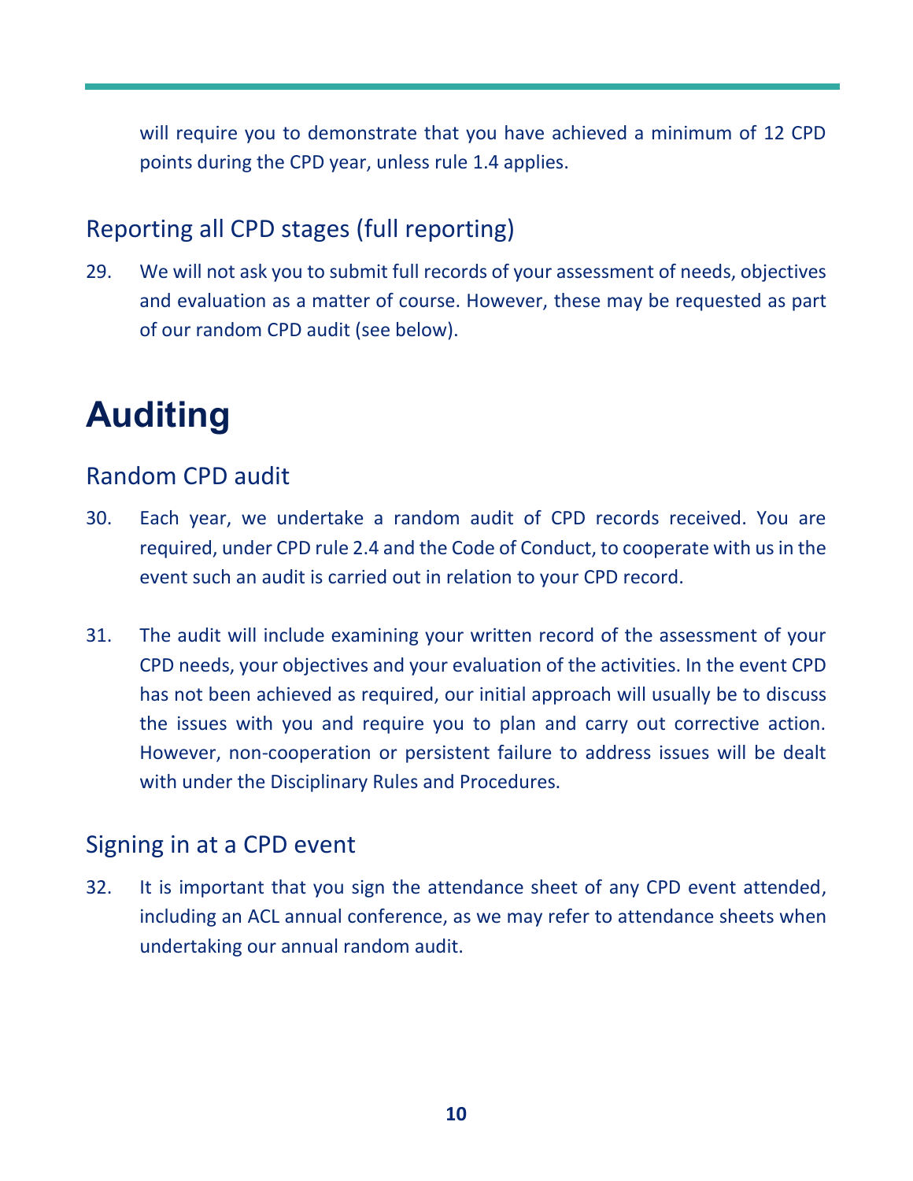will require you to demonstrate that you have achieved a minimum of 12 CPD points during the CPD year, unless rule 1.4 applies.

## Reporting all CPD stages (full reporting)

29. We will not ask you to submit full records of your assessment of needs, objectives and evaluation as a matter of course. However, these may be requested as part of our random CPD audit (see below).

# Auditing

## Random CPD audit

30. Each year, we undertake a random audit of CPD records received. You are required, under CPD rule 2.4 and the Code of Conduct, to cooperate with us in the event such an audit is carried out in relation to your CPD record.

31. The audit will include examining your written record of the assessment of your CPD needs, your objectives and your evaluation of the activities. In the event CPD has not been achieved as required, our initial approach will usually be to discuss the issues with you and require you to plan and carry out corrective action. However, non-cooperation or persistent failure to address issues will be dealt with under the Disciplinary Rules and Procedures.

## Signing in at a CPD event

32. It is important that you sign the attendance sheet of any CPD event attended, including an ACL annual conference, as we may refer to attendance sheets when undertaking our annual random audit.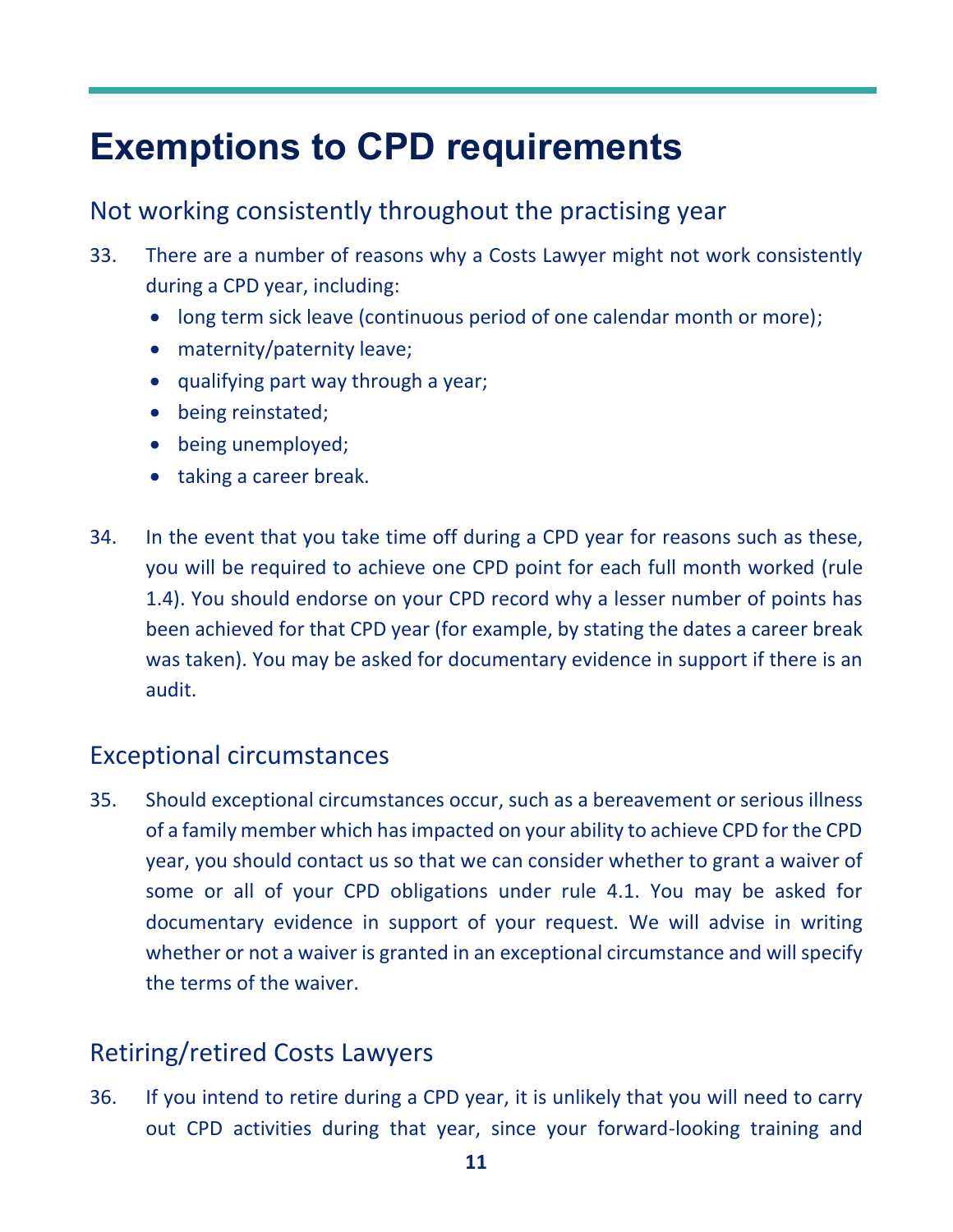# Exemptions to CPD requirements

## Not working consistently throughout the practising year

33. There are a number of reasons why a Costs Lawyer might not work consistently during a CPD year, including:
    - long term sick leave (continuous period of one calendar month or more);
    - maternity/paternity leave;
    - qualifying part way through a year;
    - being reinstated;
    - being unemployed;
    - taking a career break.

34. In the event that you take time off during a CPD year for reasons such as these, you will be required to achieve one CPD point for each full month worked (rule 1.4). You should endorse on your CPD record why a lesser number of points has been achieved for that CPD year (for example, by stating the dates a career break was taken). You may be asked for documentary evidence in support if there is an audit.

## Exceptional circumstances

35. Should exceptional circumstances occur, such as a bereavement or serious illness of a family member which has impacted on your ability to achieve CPD for the CPD year, you should contact us so that we can consider whether to grant a waiver of some or all of your CPD obligations under rule 4.1. You may be asked for documentary evidence in support of your request. We will advise in writing whether or not a waiver is granted in an exceptional circumstance and will specify the terms of the waiver.

## Retiring/retired Costs Lawyers

36. If you intend to retire during a CPD year, it is unlikely that you will need to carry out CPD activities during that year, since your forward-looking training and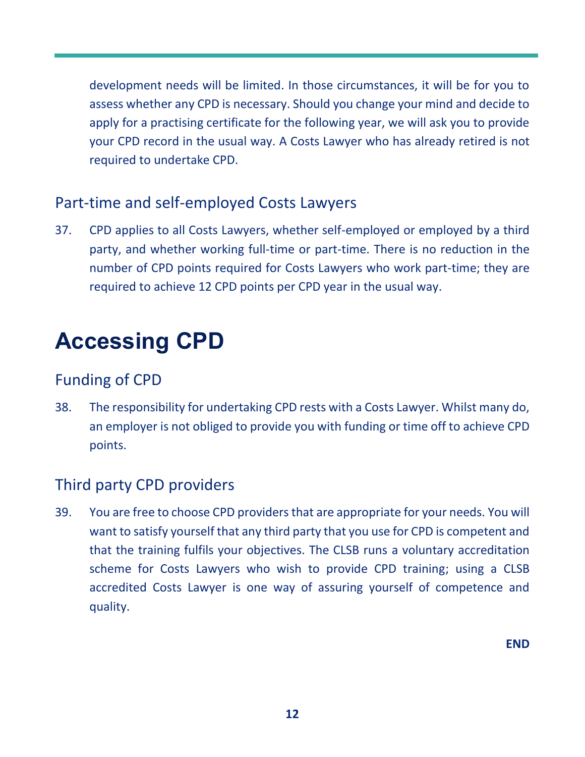development needs will be limited. In those circumstances, it will be for you to assess whether any CPD is necessary. Should you change your mind and decide to apply for a practising certificate for the following year, we will ask you to provide your CPD record in the usual way. A Costs Lawyer who has already retired is not required to undertake CPD.

## Part-time and self-employed Costs Lawyers

37. CPD applies to all Costs Lawyers, whether self-employed or employed by a third party, and whether working full-time or part-time. There is no reduction in the number of CPD points required for Costs Lawyers who work part-time; they are required to achieve 12 CPD points per CPD year in the usual way.

# Accessing CPD

## Funding of CPD

38. The responsibility for undertaking CPD rests with a Costs Lawyer. Whilst many do, an employer is not obliged to provide you with funding or time off to achieve CPD points.

## Third party CPD providers

39. You are free to choose CPD providers that are appropriate for your needs. You will want to satisfy yourself that any third party that you use for CPD is competent and that the training fulfils your objectives. The CLSB runs a voluntary accreditation scheme for Costs Lawyers who wish to provide CPD training; using a CLSB accredited Costs Lawyer is one way of assuring yourself of competence and quality.

**END**